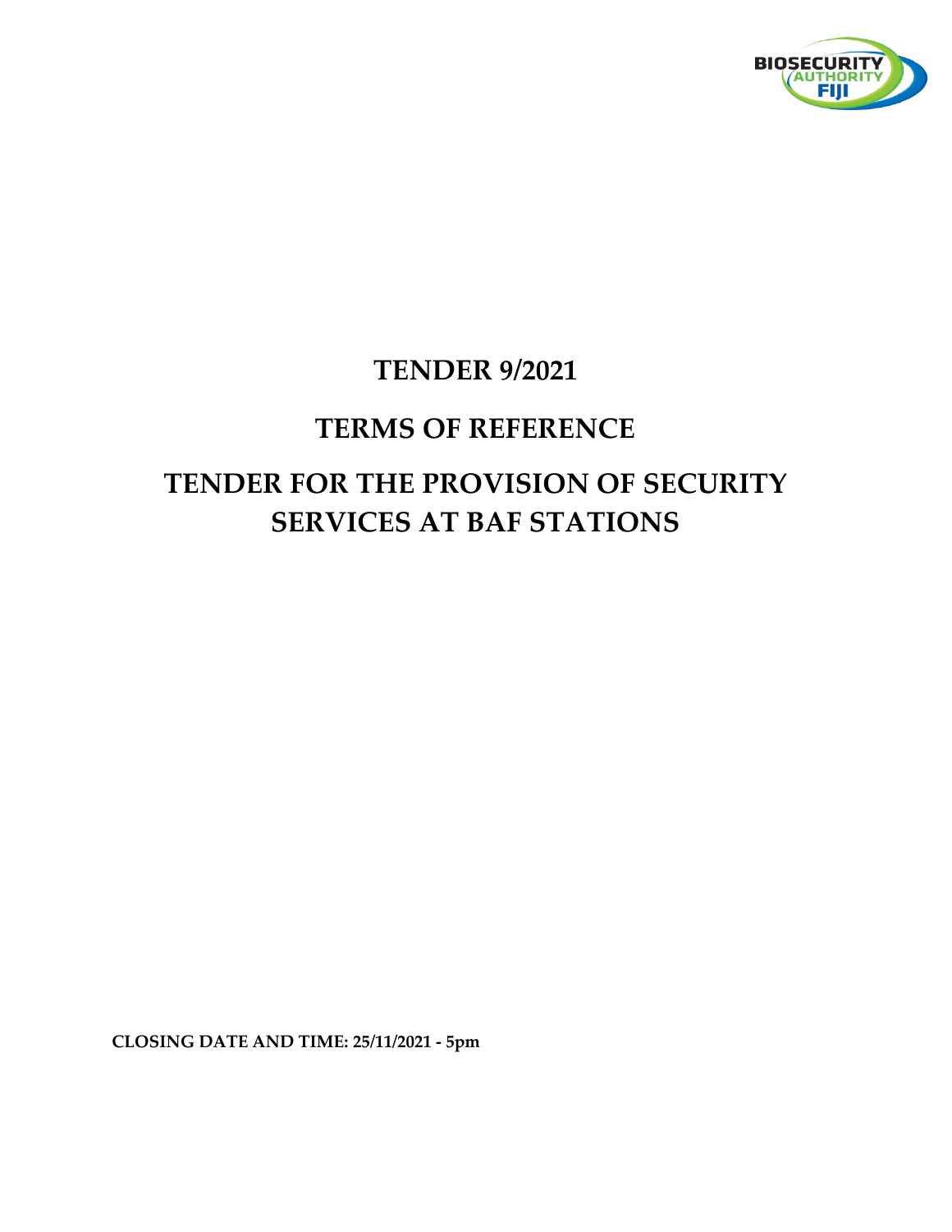# TENDER 9/2021

# TERMS OF REFERENCE

# TENDER FOR THE PROVISION OF SECURITY SERVICES AT BAF STATIONS

**CLOSING DATE AND TIME: 25/11/2021 - 5pm**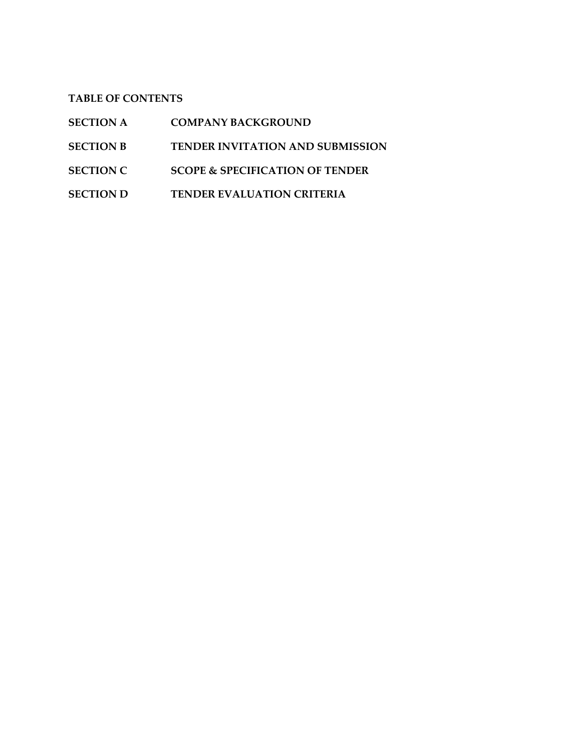**TABLE OF CONTENTS**

| | |
|---|---|
| **SECTION A** | **COMPANY BACKGROUND** |
| **SECTION B** | **TENDER INVITATION AND SUBMISSION** |
| **SECTION C** | **SCOPE & SPECIFICATION OF TENDER** |
| **SECTION D** | **TENDER EVALUATION CRITERIA** |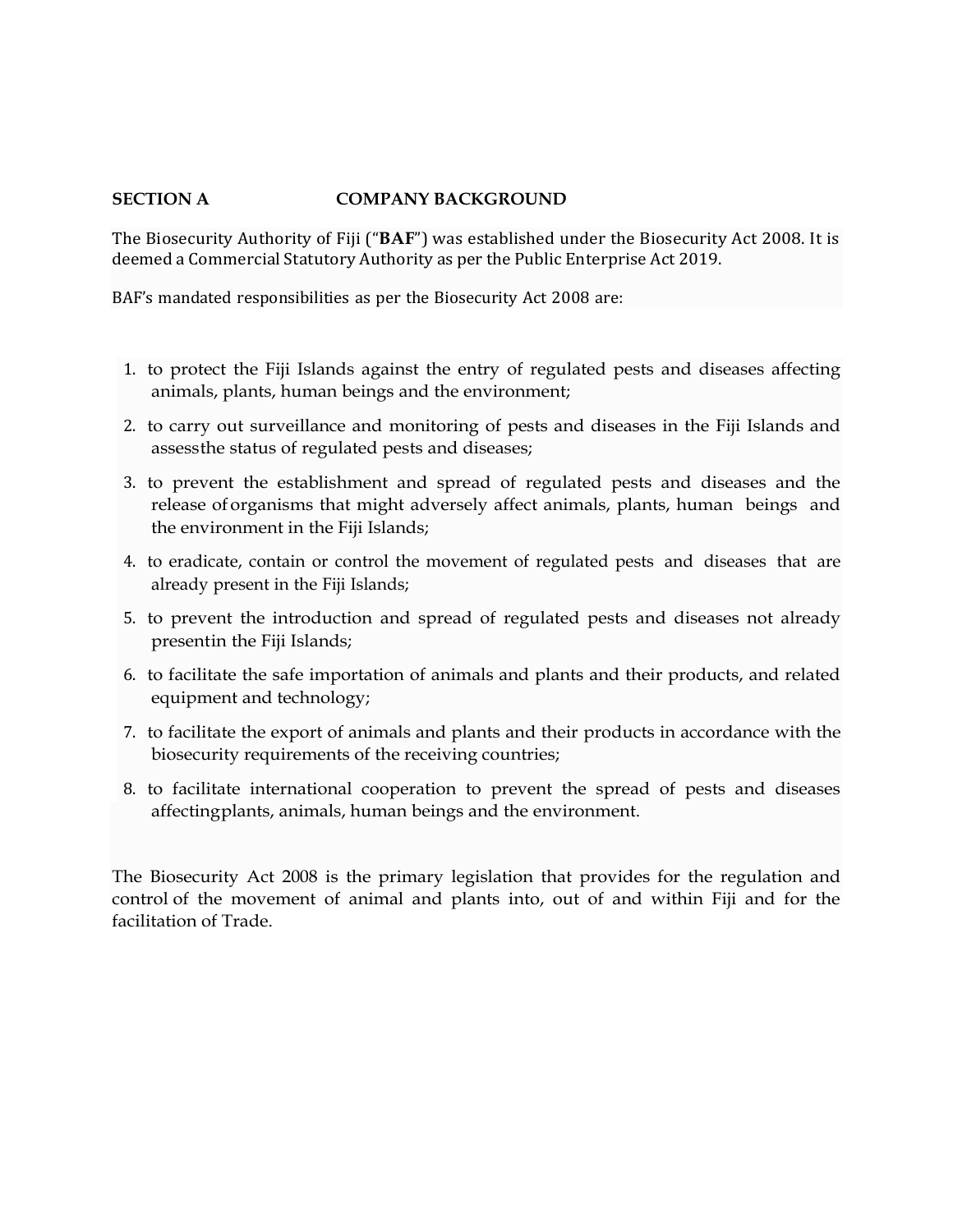## SECTION A COMPANY BACKGROUND

The Biosecurity Authority of Fiji ("**BAF**") was established under the Biosecurity Act 2008. It is deemed a Commercial Statutory Authority as per the Public Enterprise Act 2019.

BAF's mandated responsibilities as per the Biosecurity Act 2008 are:

1. to protect the Fiji Islands against the entry of regulated pests and diseases affecting animals, plants, human beings and the environment;
2. to carry out surveillance and monitoring of pests and diseases in the Fiji Islands and assessthe status of regulated pests and diseases;
3. to prevent the establishment and spread of regulated pests and diseases and the release of organisms that might adversely affect animals, plants, human beings and the environment in the Fiji Islands;
4. to eradicate, contain or control the movement of regulated pests and diseases that are already present in the Fiji Islands;
5. to prevent the introduction and spread of regulated pests and diseases not already presentin the Fiji Islands;
6. to facilitate the safe importation of animals and plants and their products, and related equipment and technology;
7. to facilitate the export of animals and plants and their products in accordance with the biosecurity requirements of the receiving countries;
8. to facilitate international cooperation to prevent the spread of pests and diseases affectingplants, animals, human beings and the environment.

The Biosecurity Act 2008 is the primary legislation that provides for the regulation and control of the movement of animal and plants into, out of and within Fiji and for the facilitation of Trade.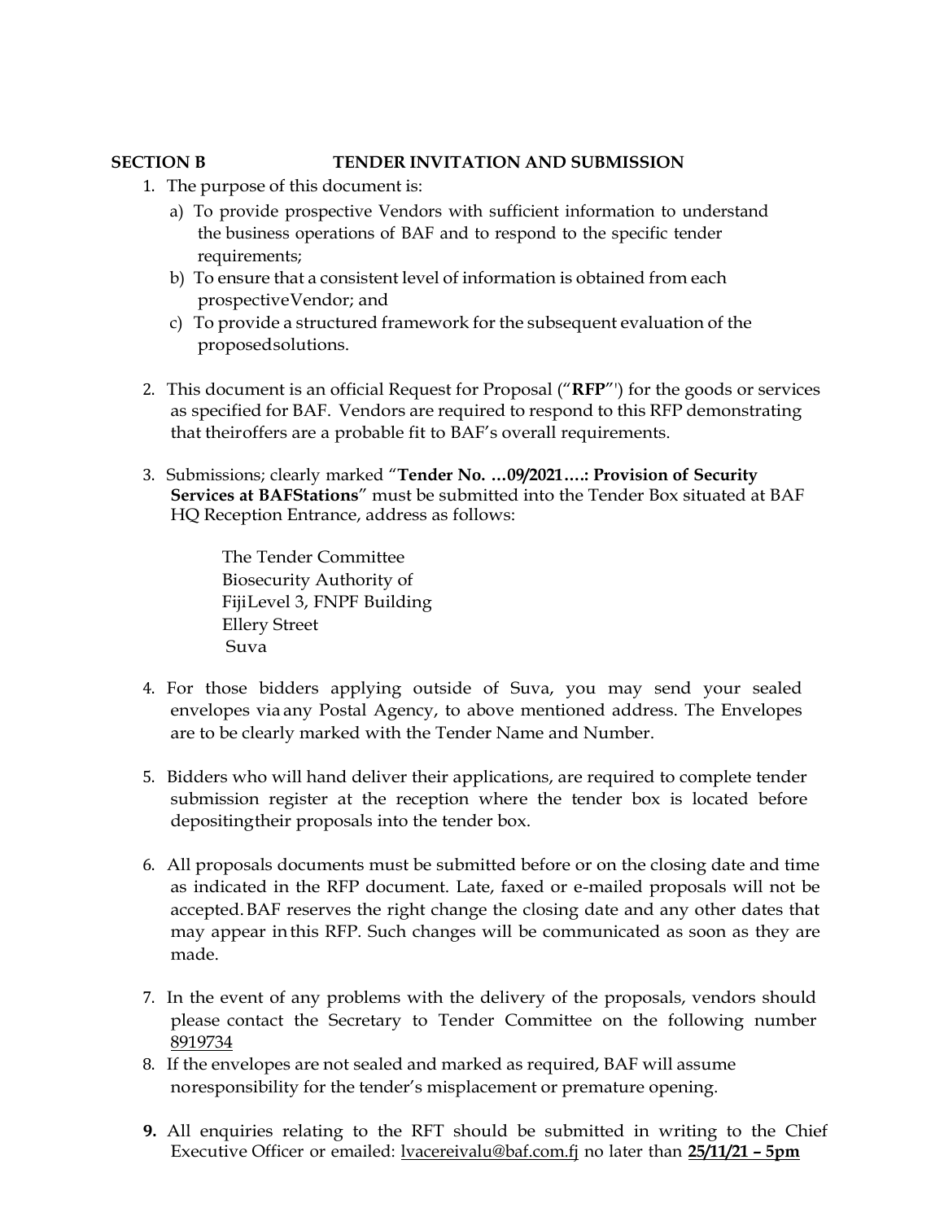**SECTION B TENDER INVITATION AND SUBMISSION**

1. The purpose of this document is:
   a) To provide prospective Vendors with sufficient information to understand the business operations of BAF and to respond to the specific tender requirements;
   b) To ensure that a consistent level of information is obtained from each prospectiveVendor; and
   c) To provide a structured framework for the subsequent evaluation of the proposedsolutions.

2. This document is an official Request for Proposal ("**RFP**"') for the goods or services as specified for BAF. Vendors are required to respond to this RFP demonstrating that theiroffers are a probable fit to BAF's overall requirements.

3. Submissions; clearly marked "**Tender No. …09/2021….: Provision of Security Services at BAFStations**" must be submitted into the Tender Box situated at BAF HQ Reception Entrance, address as follows:

   The Tender Committee
   Biosecurity Authority of
   FijiLevel 3, FNPF Building
   Ellery Street
   Suva

4. For those bidders applying outside of Suva, you may send your sealed envelopes via any Postal Agency, to above mentioned address. The Envelopes are to be clearly marked with the Tender Name and Number.

5. Bidders who will hand deliver their applications, are required to complete tender submission register at the reception where the tender box is located before depositingtheir proposals into the tender box.

6. All proposals documents must be submitted before or on the closing date and time as indicated in the RFP document. Late, faxed or e-mailed proposals will not be accepted. BAF reserves the right change the closing date and any other dates that may appear in this RFP. Such changes will be communicated as soon as they are made.

7. In the event of any problems with the delivery of the proposals, vendors should please contact the Secretary to Tender Committee on the following number 8919734

8. If the envelopes are not sealed and marked as required, BAF will assume noresponsibility for the tender's misplacement or premature opening.

9. All enquiries relating to the RFT should be submitted in writing to the Chief Executive Officer or emailed: lvacereivalu@baf.com.fj no later than **25/11/21 – 5pm**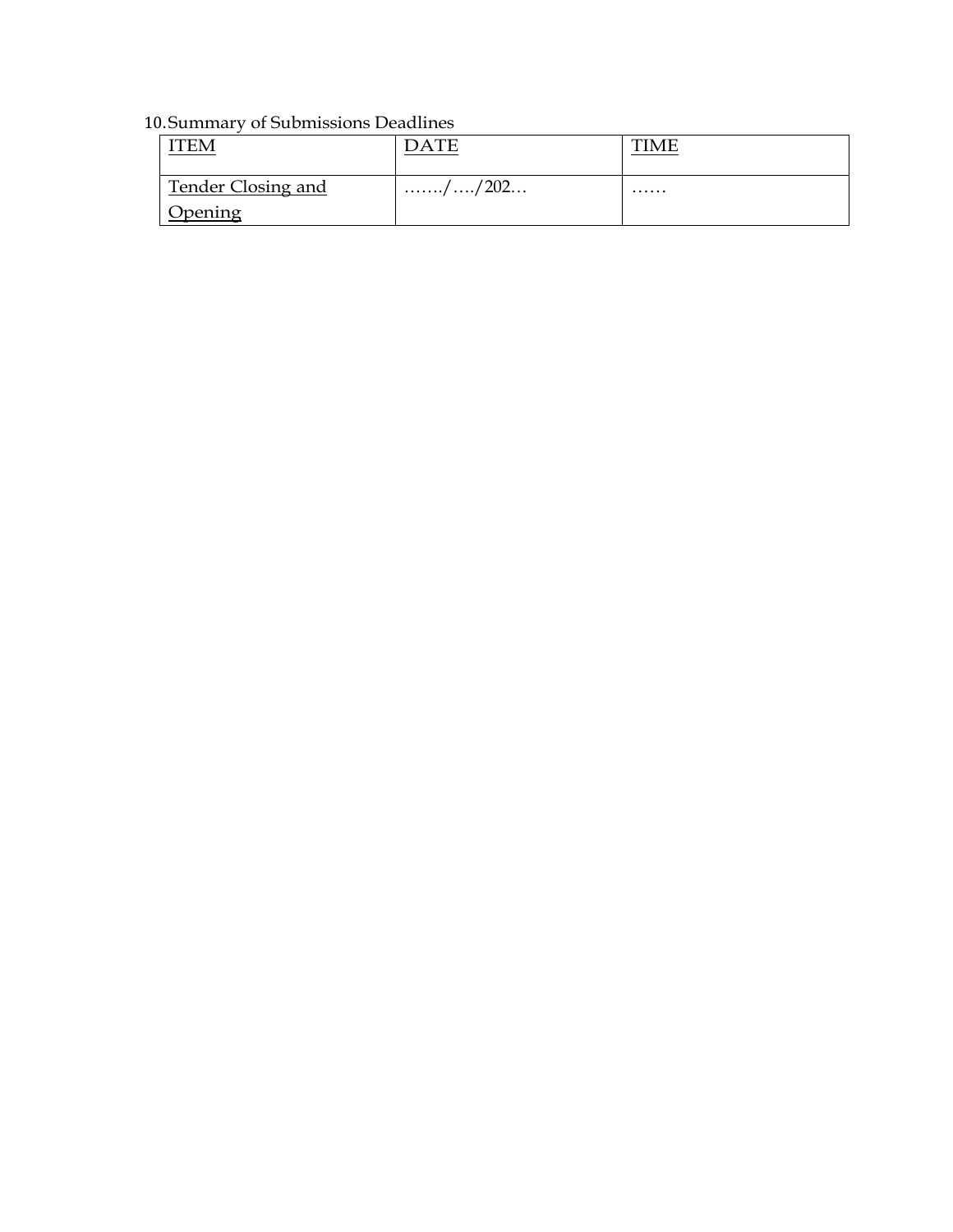10. Summary of Submissions Deadlines

| ITEM | DATE | TIME |
| --- | --- | --- |
| Tender Closing and Opening | ……./…./202… | …… |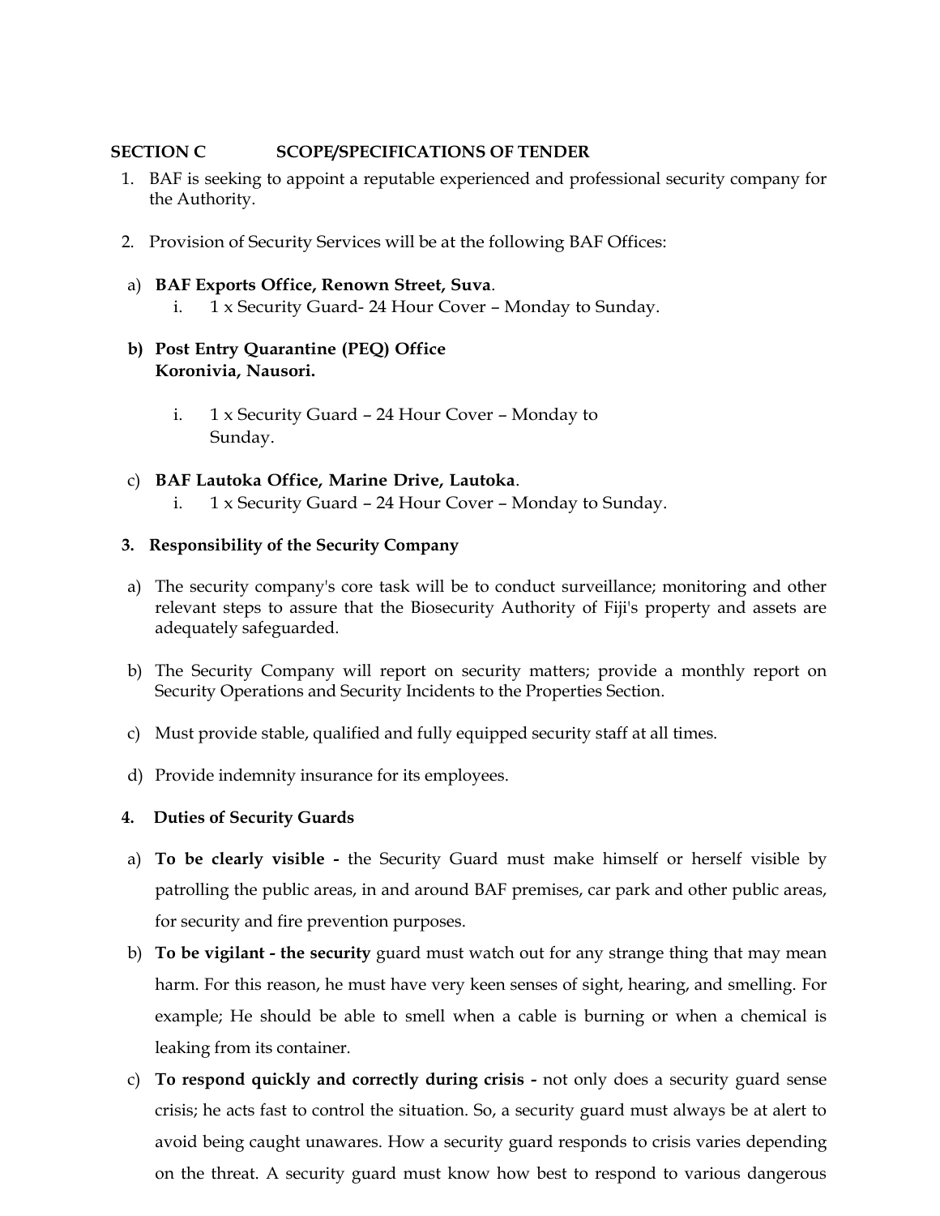## SECTION C SCOPE/SPECIFICATIONS OF TENDER

1. BAF is seeking to appoint a reputable experienced and professional security company for the Authority.

2. Provision of Security Services will be at the following BAF Offices:

a) **BAF Exports Office, Renown Street, Suva**.
   i. 1 x Security Guard- 24 Hour Cover – Monday to Sunday.

b) **Post Entry Quarantine (PEQ) Office Koronivia, Nausori.**
   i. 1 x Security Guard – 24 Hour Cover – Monday to Sunday.

c) **BAF Lautoka Office, Marine Drive, Lautoka**.
   i. 1 x Security Guard – 24 Hour Cover – Monday to Sunday.

### 3. Responsibility of the Security Company

a) The security company's core task will be to conduct surveillance; monitoring and other relevant steps to assure that the Biosecurity Authority of Fiji's property and assets are adequately safeguarded.

b) The Security Company will report on security matters; provide a monthly report on Security Operations and Security Incidents to the Properties Section.

c) Must provide stable, qualified and fully equipped security staff at all times.

d) Provide indemnity insurance for its employees.

### 4. Duties of Security Guards

a) **To be clearly visible -** the Security Guard must make himself or herself visible by patrolling the public areas, in and around BAF premises, car park and other public areas, for security and fire prevention purposes.

b) **To be vigilant - the security** guard must watch out for any strange thing that may mean harm. For this reason, he must have very keen senses of sight, hearing, and smelling. For example; He should be able to smell when a cable is burning or when a chemical is leaking from its container.

c) **To respond quickly and correctly during crisis -** not only does a security guard sense crisis; he acts fast to control the situation. So, a security guard must always be at alert to avoid being caught unawares. How a security guard responds to crisis varies depending on the threat. A security guard must know how best to respond to various dangerous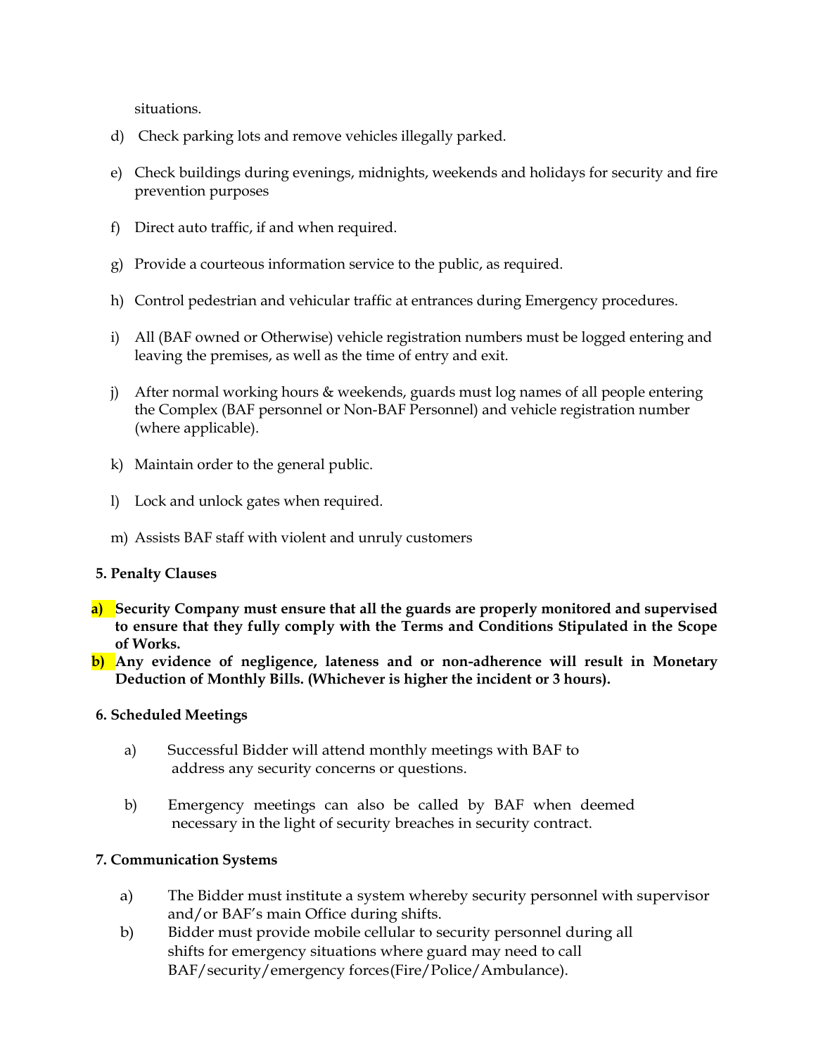situations.

d) Check parking lots and remove vehicles illegally parked.

e) Check buildings during evenings, midnights, weekends and holidays for security and fire prevention purposes

f) Direct auto traffic, if and when required.

g) Provide a courteous information service to the public, as required.

h) Control pedestrian and vehicular traffic at entrances during Emergency procedures.

i) All (BAF owned or Otherwise) vehicle registration numbers must be logged entering and leaving the premises, as well as the time of entry and exit.

j) After normal working hours & weekends, guards must log names of all people entering the Complex (BAF personnel or Non-BAF Personnel) and vehicle registration number (where applicable).

k) Maintain order to the general public.

l) Lock and unlock gates when required.

m) Assists BAF staff with violent and unruly customers

**5. Penalty Clauses**

**a) Security Company must ensure that all the guards are properly monitored and supervised to ensure that they fully comply with the Terms and Conditions Stipulated in the Scope of Works.**

**b) Any evidence of negligence, lateness and or non-adherence will result in Monetary Deduction of Monthly Bills. (Whichever is higher the incident or 3 hours).**

**6. Scheduled Meetings**

a) Successful Bidder will attend monthly meetings with BAF to address any security concerns or questions.

b) Emergency meetings can also be called by BAF when deemed necessary in the light of security breaches in security contract.

**7. Communication Systems**

a) The Bidder must institute a system whereby security personnel with supervisor and/or BAF's main Office during shifts.

b) Bidder must provide mobile cellular to security personnel during all shifts for emergency situations where guard may need to call BAF/security/emergency forces(Fire/Police/Ambulance).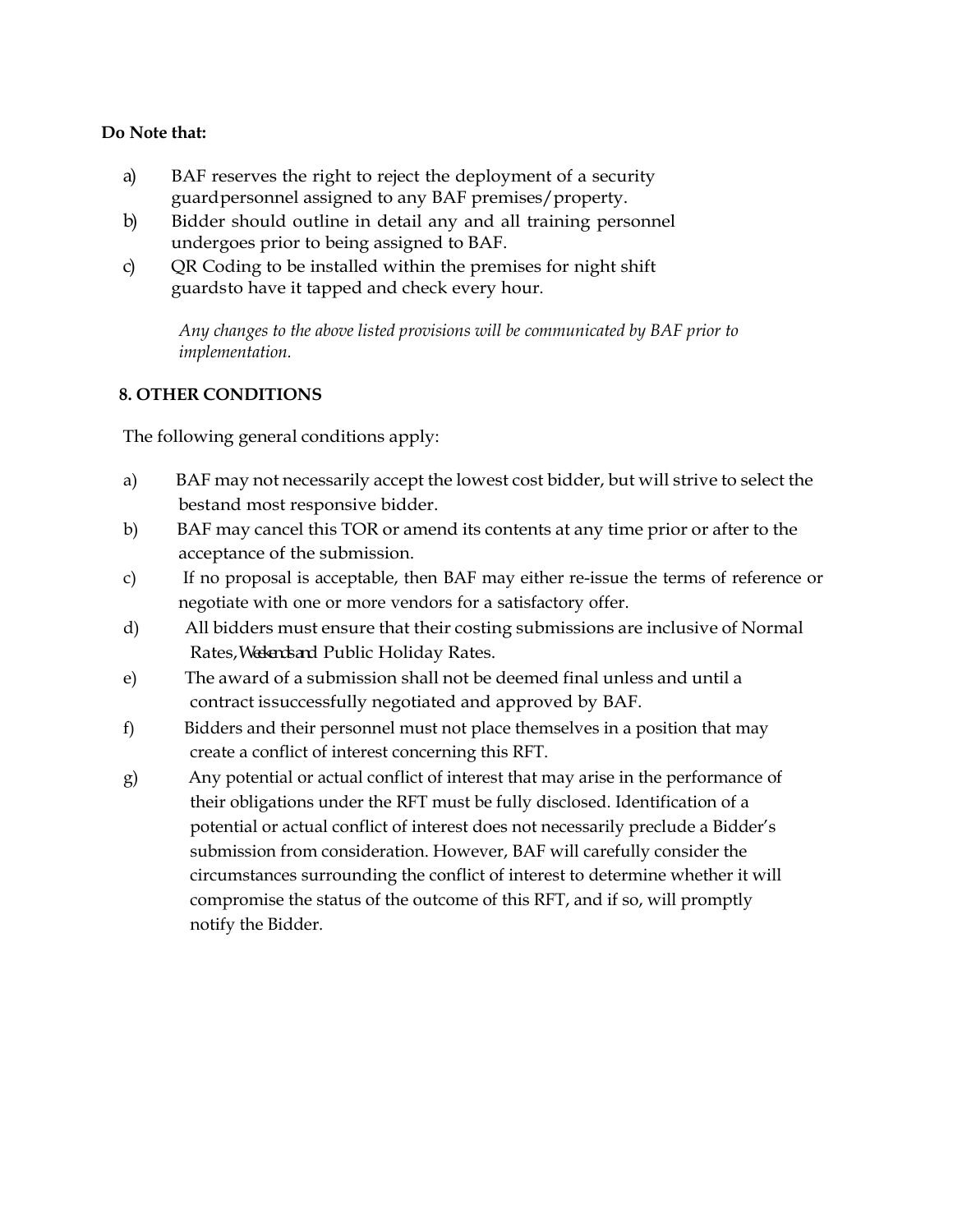**Do Note that:**

a) BAF reserves the right to reject the deployment of a security guardpersonnel assigned to any BAF premises/property.

b) Bidder should outline in detail any and all training personnel undergoes prior to being assigned to BAF.

c) QR Coding to be installed within the premises for night shift guardsto have it tapped and check every hour.

*Any changes to the above listed provisions will be communicated by BAF prior to implementation.*

**8. OTHER CONDITIONS**

The following general conditions apply:

a) BAF may not necessarily accept the lowest cost bidder, but will strive to select the bestand most responsive bidder.

b) BAF may cancel this TOR or amend its contents at any time prior or after to the acceptance of the submission.

c) If no proposal is acceptable, then BAF may either re-issue the terms of reference or negotiate with one or more vendors for a satisfactory offer.

d) All bidders must ensure that their costing submissions are inclusive of Normal Rates,Weekendsand Public Holiday Rates.

e) The award of a submission shall not be deemed final unless and until a contract issuccessfully negotiated and approved by BAF.

f) Bidders and their personnel must not place themselves in a position that may create a conflict of interest concerning this RFT.

g) Any potential or actual conflict of interest that may arise in the performance of their obligations under the RFT must be fully disclosed. Identification of a potential or actual conflict of interest does not necessarily preclude a Bidder's submission from consideration. However, BAF will carefully consider the circumstances surrounding the conflict of interest to determine whether it will compromise the status of the outcome of this RFT, and if so, will promptly notify the Bidder.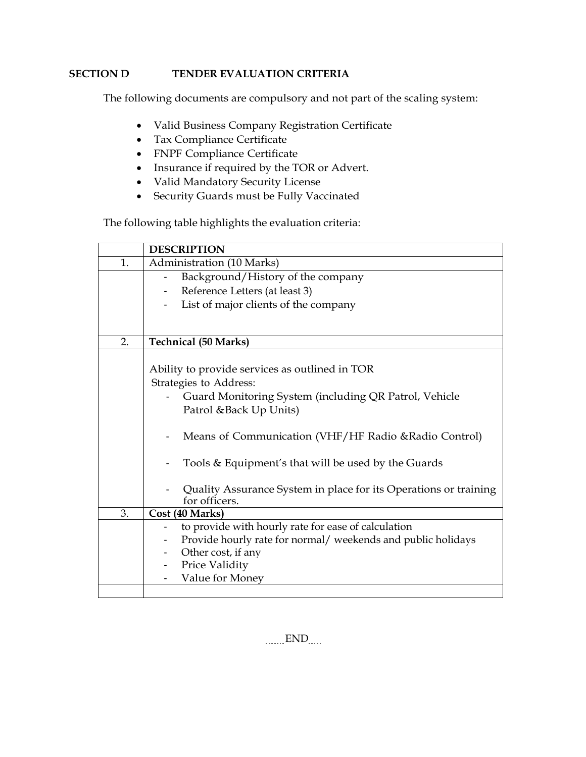## SECTION D TENDER EVALUATION CRITERIA

The following documents are compulsory and not part of the scaling system:

- Valid Business Company Registration Certificate
- Tax Compliance Certificate
- FNPF Compliance Certificate
- Insurance if required by the TOR or Advert.
- Valid Mandatory Security License
- Security Guards must be Fully Vaccinated

The following table highlights the evaluation criteria:

| | **DESCRIPTION** |
|---|---|
| 1. | Administration (10 Marks) |
| | - Background/History of the company<br>- Reference Letters (at least 3)<br>- List of major clients of the company |
| 2. | **Technical (50 Marks)** |
| | Ability to provide services as outlined in TOR<br>Strategies to Address:<br>- Guard Monitoring System (including QR Patrol, Vehicle Patrol &Back Up Units)<br>- Means of Communication (VHF/HF Radio &Radio Control)<br>- Tools & Equipment's that will be used by the Guards<br>- Quality Assurance System in place for its Operations or training for officers. |
| 3. | **Cost (40 Marks)** |
| | - to provide with hourly rate for ease of calculation<br>- Provide hourly rate for normal/ weekends and public holidays<br>- Other cost, if any<br>- Price Validity<br>- Value for Money |
| | |

END